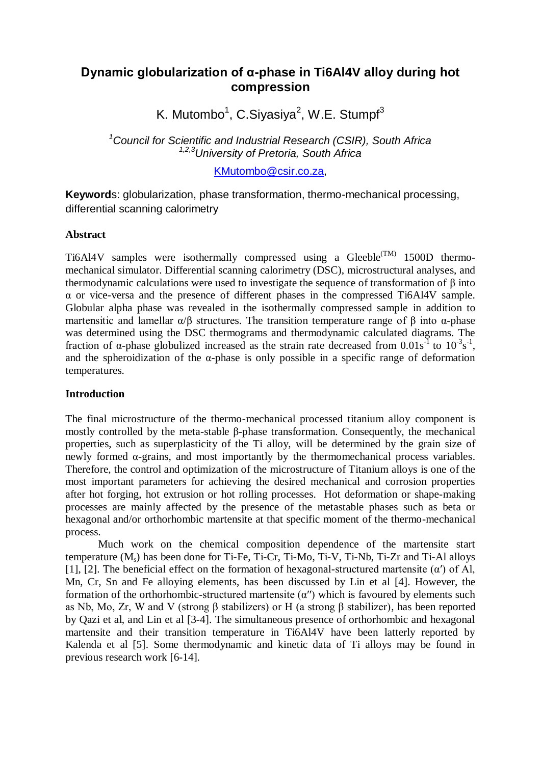# Dynamic globularization of α-phase in Ti6Al4V alloy during hot compression

K. Mutombo[1], C.Siyasiya[2], W.E. Stumpf[3]

[1]*Council for Scientific and Industrial Research (CSIR), South Africa*
[1,2,3]*University of Pretoria, South Africa*

KMutombo@csir.co.za,

**Keywords**: globularization, phase transformation, thermo-mechanical processing, differential scanning calorimetry

## Abstract

Ti6Al4V samples were isothermally compressed using a Gleeble(TM) 1500D thermo-mechanical simulator. Differential scanning calorimetry (DSC), microstructural analyses, and thermodynamic calculations were used to investigate the sequence of transformation of β into α or vice-versa and the presence of different phases in the compressed Ti6Al4V sample. Globular alpha phase was revealed in the isothermally compressed sample in addition to martensitic and lamellar α/β structures. The transition temperature range of β into α-phase was determined using the DSC thermograms and thermodynamic calculated diagrams. The fraction of α-phase globulized increased as the strain rate decreased from $0.01s^{-1}$ to $10^{-3}s^{-1}$, and the spheroidization of the α-phase is only possible in a specific range of deformation temperatures.

## Introduction

The final microstructure of the thermo-mechanical processed titanium alloy component is mostly controlled by the meta-stable β-phase transformation. Consequently, the mechanical properties, such as superplasticity of the Ti alloy, will be determined by the grain size of newly formed α-grains, and most importantly by the thermomechanical process variables. Therefore, the control and optimization of the microstructure of Titanium alloys is one of the most important parameters for achieving the desired mechanical and corrosion properties after hot forging, hot extrusion or hot rolling processes. Hot deformation or shape-making processes are mainly affected by the presence of the metastable phases such as beta or hexagonal and/or orthorhombic martensite at that specific moment of the thermo-mechanical process.

Much work on the chemical composition dependence of the martensite start temperature ($M_s$) has been done for Ti-Fe, Ti-Cr, Ti-Mo, Ti-V, Ti-Nb, Ti-Zr and Ti-Al alloys [1], [2]. The beneficial effect on the formation of hexagonal-structured martensite (α′) of Al, Mn, Cr, Sn and Fe alloying elements, has been discussed by Lin et al [4]. However, the formation of the orthorhombic-structured martensite (α″) which is favoured by elements such as Nb, Mo, Zr, W and V (strong β stabilizers) or H (a strong β stabilizer), has been reported by Qazi et al, and Lin et al [3-4]. The simultaneous presence of orthorhombic and hexagonal martensite and their transition temperature in Ti6Al4V have been latterly reported by Kalenda et al [5]. Some thermodynamic and kinetic data of Ti alloys may be found in previous research work [6-14].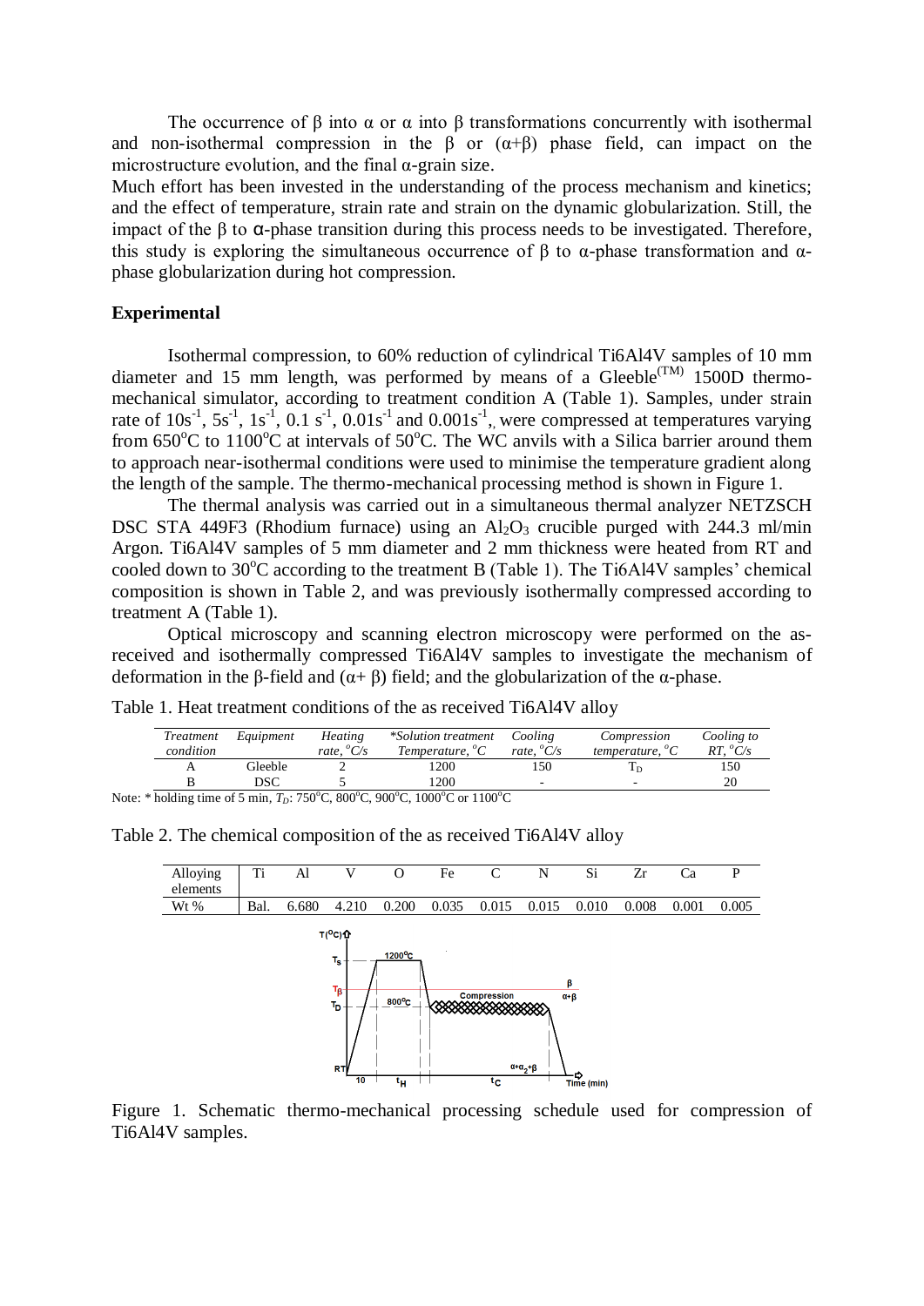The occurrence of β into α or α into β transformations concurrently with isothermal and non-isothermal compression in the β or (α+β) phase field, can impact on the microstructure evolution, and the final α-grain size.

Much effort has been invested in the understanding of the process mechanism and kinetics; and the effect of temperature, strain rate and strain on the dynamic globularization. Still, the impact of the β to α-phase transition during this process needs to be investigated. Therefore, this study is exploring the simultaneous occurrence of β to α-phase transformation and α-phase globularization during hot compression.

## Experimental

Isothermal compression, to 60% reduction of cylindrical Ti6Al4V samples of 10 mm diameter and 15 mm length, was performed by means of a Gleeble$^{(TM)}$ 1500D thermo-mechanical simulator, according to treatment condition A (Table 1). Samples, under strain rate of $10s^{-1}$, $5s^{-1}$, $1s^{-1}$, $0.1\ s^{-1}$, $0.01s^{-1}$ and $0.001s^{-1}$,, were compressed at temperatures varying from 650°C to 1100°C at intervals of 50°C. The WC anvils with a Silica barrier around them to approach near-isothermal conditions were used to minimise the temperature gradient along the length of the sample. The thermo-mechanical processing method is shown in Figure 1.

The thermal analysis was carried out in a simultaneous thermal analyzer NETZSCH DSC STA 449F3 (Rhodium furnace) using an $Al_2O_3$ crucible purged with 244.3 ml/min Argon. Ti6Al4V samples of 5 mm diameter and 2 mm thickness were heated from RT and cooled down to 30°C according to the treatment B (Table 1). The Ti6Al4V samples' chemical composition is shown in Table 2, and was previously isothermally compressed according to treatment A (Table 1).

Optical microscopy and scanning electron microscopy were performed on the as-received and isothermally compressed Ti6Al4V samples to investigate the mechanism of deformation in the β-field and (α+ β) field; and the globularization of the α-phase.

Table 1. Heat treatment conditions of the as received Ti6Al4V alloy

| *Treatment condition* | *Equipment* | *Heating rate, °C/s* | *\*Solution treatment Temperature, °C* | *Cooling rate, °C/s* | *Compression temperature, °C* | *Cooling to RT, °C/s* |
|---|---|---|---|---|---|---|
| A | Gleeble | 2 | 1200 | 150 | $T_D$ | 150 |
| B | DSC | 5 | 1200 | - | - | 20 |

Note: * holding time of 5 min, $T_D$: 750°C, 800°C, 900°C, 1000°C or 1100°C

Table 2. The chemical composition of the as received Ti6Al4V alloy

| Alloying elements | Ti | Al | V | O | Fe | C | N | Si | Zr | Ca | P |
|---|---|---|---|---|---|---|---|---|---|---|---|
| Wt % | Bal. | 6.680 | 4.210 | 0.200 | 0.035 | 0.015 | 0.015 | 0.010 | 0.008 | 0.001 | 0.005 |

Figure 1. Schematic thermo-mechanical processing schedule used for compression of Ti6Al4V samples.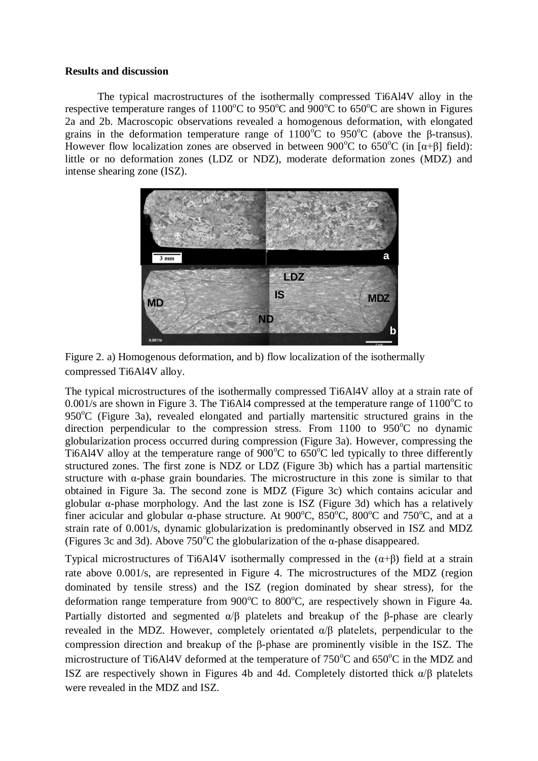**Results and discussion**

The typical macrostructures of the isothermally compressed Ti6Al4V alloy in the respective temperature ranges of 1100°C to 950°C and 900°C to 650°C are shown in Figures 2a and 2b. Macroscopic observations revealed a homogenous deformation, with elongated grains in the deformation temperature range of 1100°C to 950°C (above the β-transus). However flow localization zones are observed in between 900°C to 650°C (in [α+β] field): little or no deformation zones (LDZ or NDZ), moderate deformation zones (MDZ) and intense shearing zone (ISZ).

Figure 2. a) Homogenous deformation, and b) flow localization of the isothermally compressed Ti6Al4V alloy.

The typical microstructures of the isothermally compressed Ti6Al4V alloy at a strain rate of 0.001/s are shown in Figure 3. The Ti6Al4 compressed at the temperature range of 1100°C to 950°C (Figure 3a), revealed elongated and partially martensitic structured grains in the direction perpendicular to the compression stress. From 1100 to 950°C no dynamic globularization process occurred during compression (Figure 3a). However, compressing the Ti6Al4V alloy at the temperature range of 900°C to 650°C led typically to three differently structured zones. The first zone is NDZ or LDZ (Figure 3b) which has a partial martensitic structure with α-phase grain boundaries. The microstructure in this zone is similar to that obtained in Figure 3a. The second zone is MDZ (Figure 3c) which contains acicular and globular α-phase morphology. And the last zone is ISZ (Figure 3d) which has a relatively finer acicular and globular α-phase structure. At 900°C, 850°C, 800°C and 750°C, and at a strain rate of 0.001/s, dynamic globularization is predominantly observed in ISZ and MDZ (Figures 3c and 3d). Above 750°C the globularization of the α-phase disappeared.

Typical microstructures of Ti6Al4V isothermally compressed in the (α+β) field at a strain rate above 0.001/s, are represented in Figure 4. The microstructures of the MDZ (region dominated by tensile stress) and the ISZ (region dominated by shear stress), for the deformation range temperature from 900°C to 800°C, are respectively shown in Figure 4a. Partially distorted and segmented α/β platelets and breakup of the β-phase are clearly revealed in the MDZ. However, completely orientated α/β platelets, perpendicular to the compression direction and breakup of the β-phase are prominently visible in the ISZ. The microstructure of Ti6Al4V deformed at the temperature of 750°C and 650°C in the MDZ and ISZ are respectively shown in Figures 4b and 4d. Completely distorted thick α/β platelets were revealed in the MDZ and ISZ.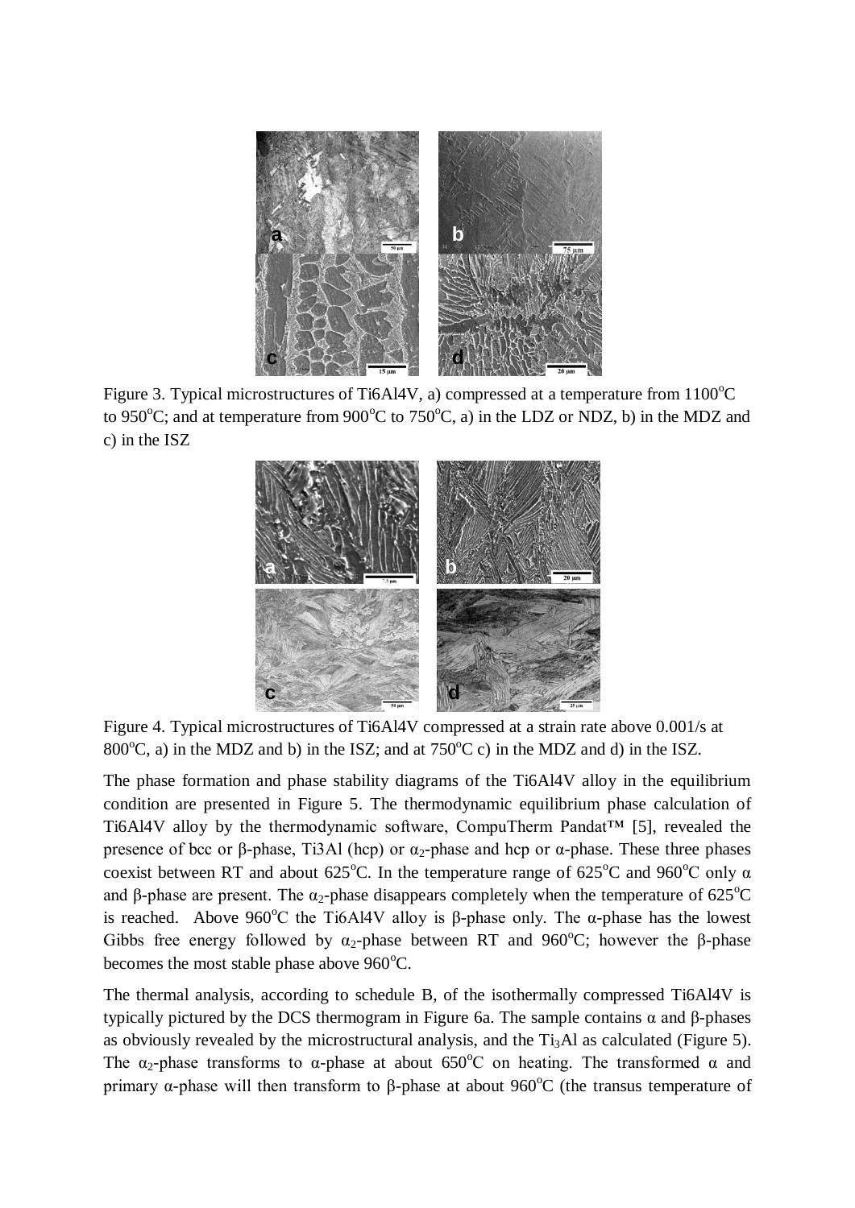Figure 3. Typical microstructures of Ti6Al4V, a) compressed at a temperature from 1100°C to 950°C; and at temperature from 900°C to 750°C, a) in the LDZ or NDZ, b) in the MDZ and c) in the ISZ

Figure 4. Typical microstructures of Ti6Al4V compressed at a strain rate above 0.001/s at 800°C, a) in the MDZ and b) in the ISZ; and at 750°C c) in the MDZ and d) in the ISZ.

The phase formation and phase stability diagrams of the Ti6Al4V alloy in the equilibrium condition are presented in Figure 5. The thermodynamic equilibrium phase calculation of Ti6Al4V alloy by the thermodynamic software, CompuTherm Pandat™ [5], revealed the presence of bcc or β-phase, Ti3Al (hcp) or $\alpha_2$-phase and hcp or α-phase. These three phases coexist between RT and about 625°C. In the temperature range of 625°C and 960°C only α and β-phase are present. The $\alpha_2$-phase disappears completely when the temperature of 625°C is reached. Above 960°C the Ti6Al4V alloy is β-phase only. The α-phase has the lowest Gibbs free energy followed by $\alpha_2$-phase between RT and 960°C; however the β-phase becomes the most stable phase above 960°C.

The thermal analysis, according to schedule B, of the isothermally compressed Ti6Al4V is typically pictured by the DCS thermogram in Figure 6a. The sample contains α and β-phases as obviously revealed by the microstructural analysis, and the $Ti_3Al$ as calculated (Figure 5). The $\alpha_2$-phase transforms to α-phase at about 650°C on heating. The transformed α and primary α-phase will then transform to β-phase at about 960°C (the transus temperature of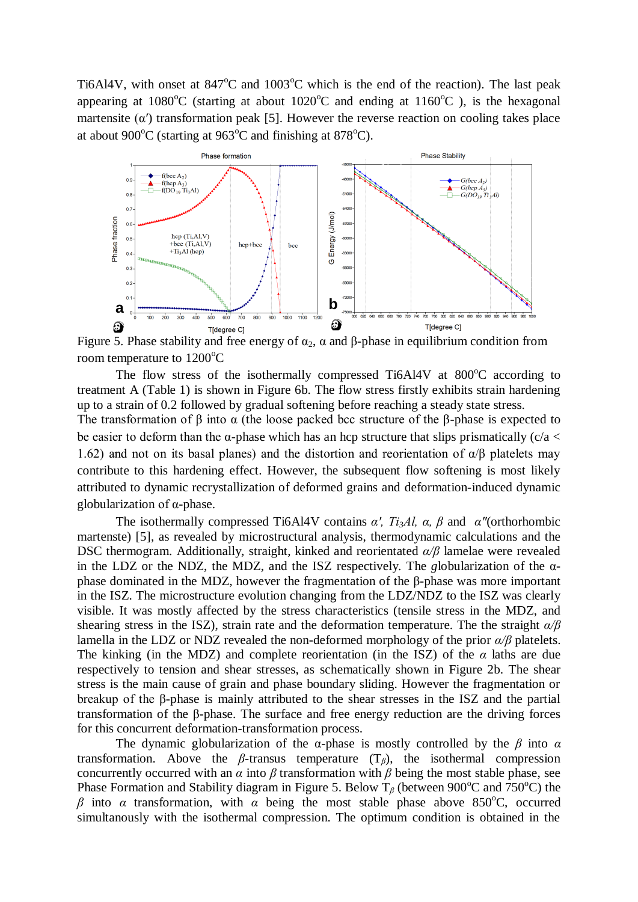Ti6Al4V, with onset at 847°C and 1003°C which is the end of the reaction). The last peak appearing at 1080°C (starting at about 1020°C and ending at 1160°C ), is the hexagonal martensite (α′) transformation peak [5]. However the reverse reaction on cooling takes place at about 900°C (starting at 963°C and finishing at 878°C).

Figure 5. Phase stability and free energy of $\alpha_2$, α and β-phase in equilibrium condition from room temperature to 1200°C

The flow stress of the isothermally compressed Ti6Al4V at 800°C according to treatment A (Table 1) is shown in Figure 6b. The flow stress firstly exhibits strain hardening up to a strain of 0.2 followed by gradual softening before reaching a steady state stress. The transformation of β into α (the loose packed bcc structure of the β-phase is expected to be easier to deform than the α-phase which has an hcp structure that slips prismatically (c/a < 1.62) and not on its basal planes) and the distortion and reorientation of α/β platelets may contribute to this hardening effect. However, the subsequent flow softening is most likely attributed to dynamic recrystallization of deformed grains and deformation-induced dynamic globularization of α-phase.

The isothermally compressed Ti6Al4V contains *α′, Ti₃Al, α, β* and *α″*(orthorhombic martenste) [5], as revealed by microstructural analysis, thermodynamic calculations and the DSC thermogram. Additionally, straight, kinked and reorientated *α/β* lamelae were revealed in the LDZ or the NDZ, the MDZ, and the ISZ respectively. The *g*lobularization of the α-phase dominated in the MDZ, however the fragmentation of the β-phase was more important in the ISZ. The microstructure evolution changing from the LDZ/NDZ to the ISZ was clearly visible. It was mostly affected by the stress characteristics (tensile stress in the MDZ, and shearing stress in the ISZ), strain rate and the deformation temperature. The the straight *α/β* lamella in the LDZ or NDZ revealed the non-deformed morphology of the prior *α/β* platelets. The kinking (in the MDZ) and complete reorientation (in the ISZ) of the *α* laths are due respectively to tension and shear stresses, as schematically shown in Figure 2b. The shear stress is the main cause of grain and phase boundary sliding. However the fragmentation or breakup of the β-phase is mainly attributed to the shear stresses in the ISZ and the partial transformation of the β-phase. The surface and free energy reduction are the driving forces for this concurrent deformation-transformation process.

The dynamic globularization of the α-phase is mostly controlled by the *β* into *α* transformation. Above the *β*-transus temperature ($T_\beta$), the isothermal compression concurrently occurred with an *α* into *β* transformation with *β* being the most stable phase, see Phase Formation and Stability diagram in Figure 5. Below $T_\beta$ (between 900°C and 750°C) the *β* into *α* transformation, with *α* being the most stable phase above 850°C, occurred simultanously with the isothermal compression. The optimum condition is obtained in the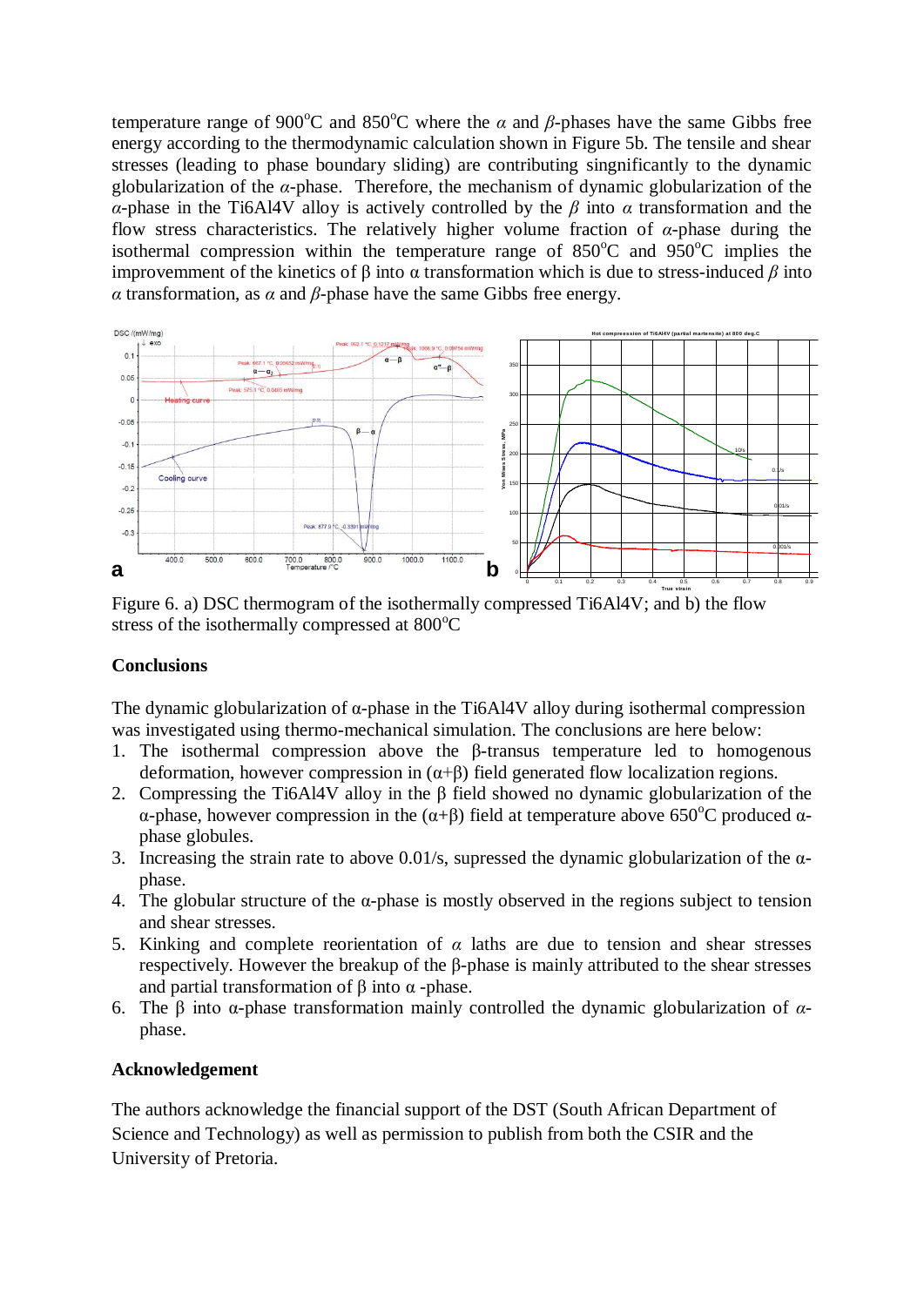temperature range of 900°C and 850°C where the $\alpha$ and $\beta$-phases have the same Gibbs free energy according to the thermodynamic calculation shown in Figure 5b. The tensile and shear stresses (leading to phase boundary sliding) are contributing singnificantly to the dynamic globularization of the $\alpha$-phase. Therefore, the mechanism of dynamic globularization of the $\alpha$-phase in the Ti6Al4V alloy is actively controlled by the $\beta$ into $\alpha$ transformation and the flow stress characteristics. The relatively higher volume fraction of $\alpha$-phase during the isothermal compression within the temperature range of 850°C and 950°C implies the improvemment of the kinetics of β into α transformation which is due to stress-induced $\beta$ into $\alpha$ transformation, as $\alpha$ and $\beta$-phase have the same Gibbs free energy.

Figure 6. a) DSC thermogram of the isothermally compressed Ti6Al4V; and b) the flow stress of the isothermally compressed at 800°C

## Conclusions

The dynamic globularization of α-phase in the Ti6Al4V alloy during isothermal compression was investigated using thermo-mechanical simulation. The conclusions are here below:

1. The isothermal compression above the β-transus temperature led to homogenous deformation, however compression in (α+β) field generated flow localization regions.
2. Compressing the Ti6Al4V alloy in the β field showed no dynamic globularization of the α-phase, however compression in the (α+β) field at temperature above 650°C produced α-phase globules.
3. Increasing the strain rate to above 0.01/s, supressed the dynamic globularization of the α-phase.
4. The globular structure of the α-phase is mostly observed in the regions subject to tension and shear stresses.
5. Kinking and complete reorientation of $\alpha$ laths are due to tension and shear stresses respectively. However the breakup of the β-phase is mainly attributed to the shear stresses and partial transformation of β into α -phase.
6. The β into α-phase transformation mainly controlled the dynamic globularization of $\alpha$-phase.

## Acknowledgement

The authors acknowledge the financial support of the DST (South African Department of Science and Technology) as well as permission to publish from both the CSIR and the University of Pretoria.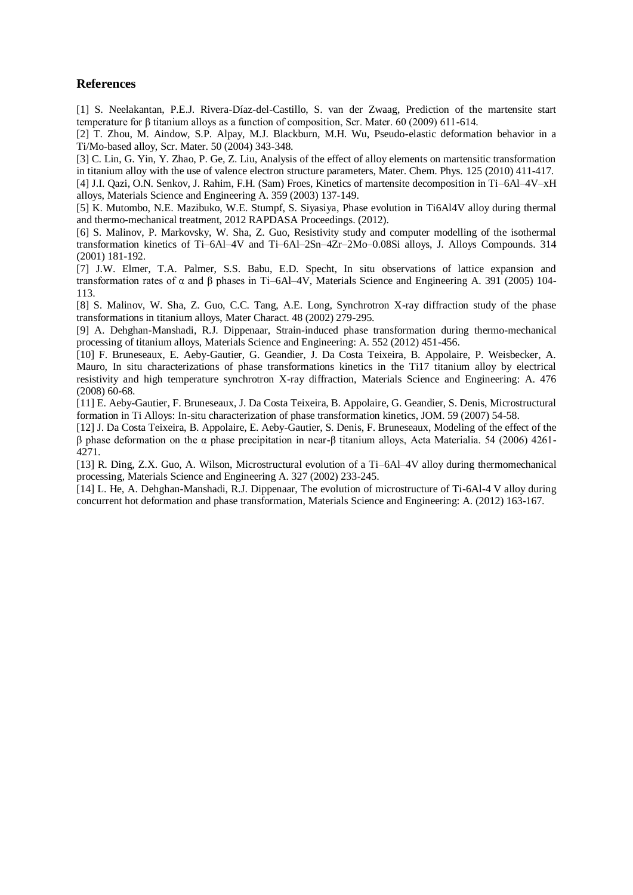## References

[1] S. Neelakantan, P.E.J. Rivera-Díaz-del-Castillo, S. van der Zwaag, Prediction of the martensite start temperature for β titanium alloys as a function of composition, Scr. Mater. 60 (2009) 611-614.

[2] T. Zhou, M. Aindow, S.P. Alpay, M.J. Blackburn, M.H. Wu, Pseudo-elastic deformation behavior in a Ti/Mo-based alloy, Scr. Mater. 50 (2004) 343-348.

[3] C. Lin, G. Yin, Y. Zhao, P. Ge, Z. Liu, Analysis of the effect of alloy elements on martensitic transformation in titanium alloy with the use of valence electron structure parameters, Mater. Chem. Phys. 125 (2010) 411-417.

[4] J.I. Qazi, O.N. Senkov, J. Rahim, F.H. (Sam) Froes, Kinetics of martensite decomposition in Ti–6Al–4V–xH alloys, Materials Science and Engineering A. 359 (2003) 137-149.

[5] K. Mutombo, N.E. Mazibuko, W.E. Stumpf, S. Siyasiya, Phase evolution in Ti6Al4V alloy during thermal and thermo-mechanical treatment, 2012 RAPDASA Proceedings. (2012).

[6] S. Malinov, P. Markovsky, W. Sha, Z. Guo, Resistivity study and computer modelling of the isothermal transformation kinetics of Ti–6Al–4V and Ti–6Al–2Sn–4Zr–2Mo–0.08Si alloys, J. Alloys Compounds. 314 (2001) 181-192.

[7] J.W. Elmer, T.A. Palmer, S.S. Babu, E.D. Specht, In situ observations of lattice expansion and transformation rates of α and β phases in Ti–6Al–4V, Materials Science and Engineering A. 391 (2005) 104-113.

[8] S. Malinov, W. Sha, Z. Guo, C.C. Tang, A.E. Long, Synchrotron X-ray diffraction study of the phase transformations in titanium alloys, Mater Charact. 48 (2002) 279-295.

[9] A. Dehghan-Manshadi, R.J. Dippenaar, Strain-induced phase transformation during thermo-mechanical processing of titanium alloys, Materials Science and Engineering: A. 552 (2012) 451-456.

[10] F. Bruneseaux, E. Aeby-Gautier, G. Geandier, J. Da Costa Teixeira, B. Appolaire, P. Weisbecker, A. Mauro, In situ characterizations of phase transformations kinetics in the Ti17 titanium alloy by electrical resistivity and high temperature synchrotron X-ray diffraction, Materials Science and Engineering: A. 476 (2008) 60-68.

[11] E. Aeby-Gautier, F. Bruneseaux, J. Da Costa Teixeira, B. Appolaire, G. Geandier, S. Denis, Microstructural formation in Ti Alloys: In-situ characterization of phase transformation kinetics, JOM. 59 (2007) 54-58.

[12] J. Da Costa Teixeira, B. Appolaire, E. Aeby-Gautier, S. Denis, F. Bruneseaux, Modeling of the effect of the β phase deformation on the α phase precipitation in near-β titanium alloys, Acta Materialia. 54 (2006) 4261-4271.

[13] R. Ding, Z.X. Guo, A. Wilson, Microstructural evolution of a Ti–6Al–4V alloy during thermomechanical processing, Materials Science and Engineering A. 327 (2002) 233-245.

[14] L. He, A. Dehghan-Manshadi, R.J. Dippenaar, The evolution of microstructure of Ti-6Al-4 V alloy during concurrent hot deformation and phase transformation, Materials Science and Engineering: A. (2012) 163-167.